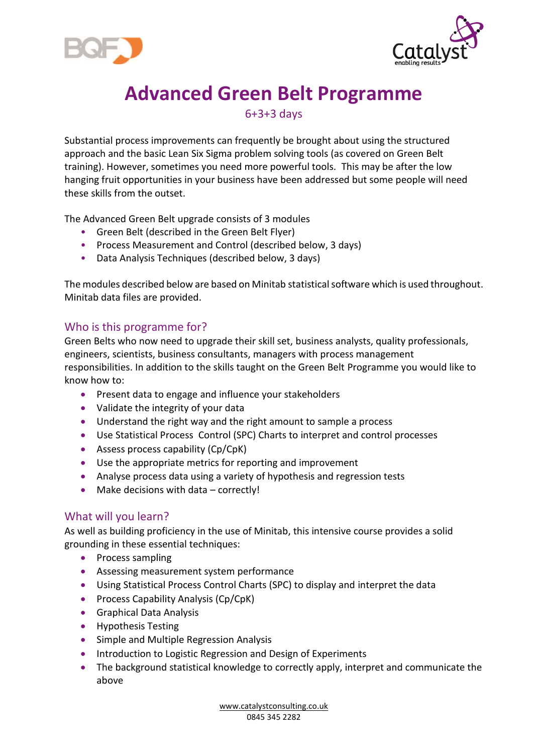# Advanced Green Belt Programme

6+3+3 days

Substantial process improvements can frequently be brought about using the structured approach and the basic Lean Six Sigma problem solving tools (as covered on Green Belt training). However, sometimes you need more powerful tools. This may be after the low hanging fruit opportunities in your business have been addressed but some people will need these skills from the outset.

The Advanced Green Belt upgrade consists of 3 modules

- Green Belt (described in the Green Belt Flyer)
- Process Measurement and Control (described below, 3 days)
- Data Analysis Techniques (described below, 3 days)

The modules described below are based on Minitab statistical software which is used throughout. Minitab data files are provided.

## Who is this programme for?

Green Belts who now need to upgrade their skill set, business analysts, quality professionals, engineers, scientists, business consultants, managers with process management responsibilities. In addition to the skills taught on the Green Belt Programme you would like to know how to:

- Present data to engage and influence your stakeholders
- Validate the integrity of your data
- Understand the right way and the right amount to sample a process
- Use Statistical Process Control (SPC) Charts to interpret and control processes
- Assess process capability (Cp/CpK)
- Use the appropriate metrics for reporting and improvement
- Analyse process data using a variety of hypothesis and regression tests
- Make decisions with data – correctly!

## What will you learn?

As well as building proficiency in the use of Minitab, this intensive course provides a solid grounding in these essential techniques:

- Process sampling
- Assessing measurement system performance
- Using Statistical Process Control Charts (SPC) to display and interpret the data
- Process Capability Analysis (Cp/CpK)
- Graphical Data Analysis
- Hypothesis Testing
- Simple and Multiple Regression Analysis
- Introduction to Logistic Regression and Design of Experiments
- The background statistical knowledge to correctly apply, interpret and communicate the above

www.catalystconsulting.co.uk
0845 345 2282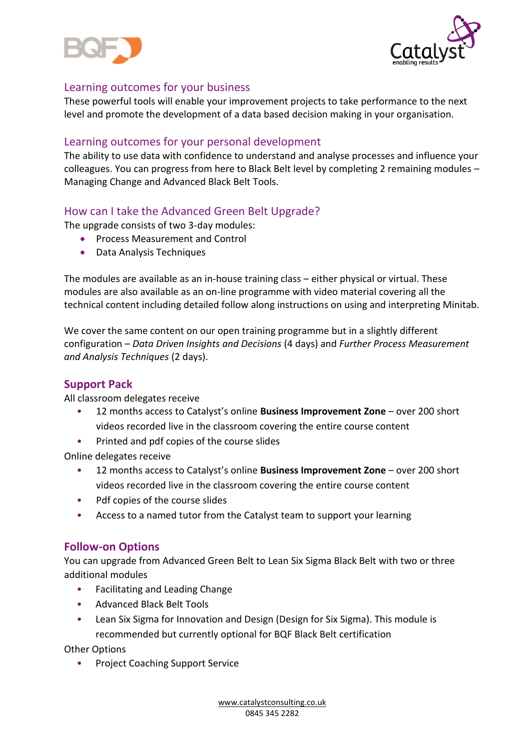## Learning outcomes for your business

These powerful tools will enable your improvement projects to take performance to the next level and promote the development of a data based decision making in your organisation.

## Learning outcomes for your personal development

The ability to use data with confidence to understand and analyse processes and influence your colleagues. You can progress from here to Black Belt level by completing 2 remaining modules – Managing Change and Advanced Black Belt Tools.

## How can I take the Advanced Green Belt Upgrade?

The upgrade consists of two 3-day modules:

- Process Measurement and Control
- Data Analysis Techniques

The modules are available as an in-house training class – either physical or virtual. These modules are also available as an on-line programme with video material covering all the technical content including detailed follow along instructions on using and interpreting Minitab.

We cover the same content on our open training programme but in a slightly different configuration – *Data Driven Insights and Decisions* (4 days) and *Further Process Measurement and Analysis Techniques* (2 days).

## Support Pack

All classroom delegates receive

- 12 months access to Catalyst's online **Business Improvement Zone** – over 200 short videos recorded live in the classroom covering the entire course content
- Printed and pdf copies of the course slides

Online delegates receive

- 12 months access to Catalyst's online **Business Improvement Zone** – over 200 short videos recorded live in the classroom covering the entire course content
- Pdf copies of the course slides
- Access to a named tutor from the Catalyst team to support your learning

## Follow-on Options

You can upgrade from Advanced Green Belt to Lean Six Sigma Black Belt with two or three additional modules

- Facilitating and Leading Change
- Advanced Black Belt Tools
- Lean Six Sigma for Innovation and Design (Design for Six Sigma). This module is recommended but currently optional for BQF Black Belt certification

Other Options

- Project Coaching Support Service

www.catalystconsulting.co.uk
0845 345 2282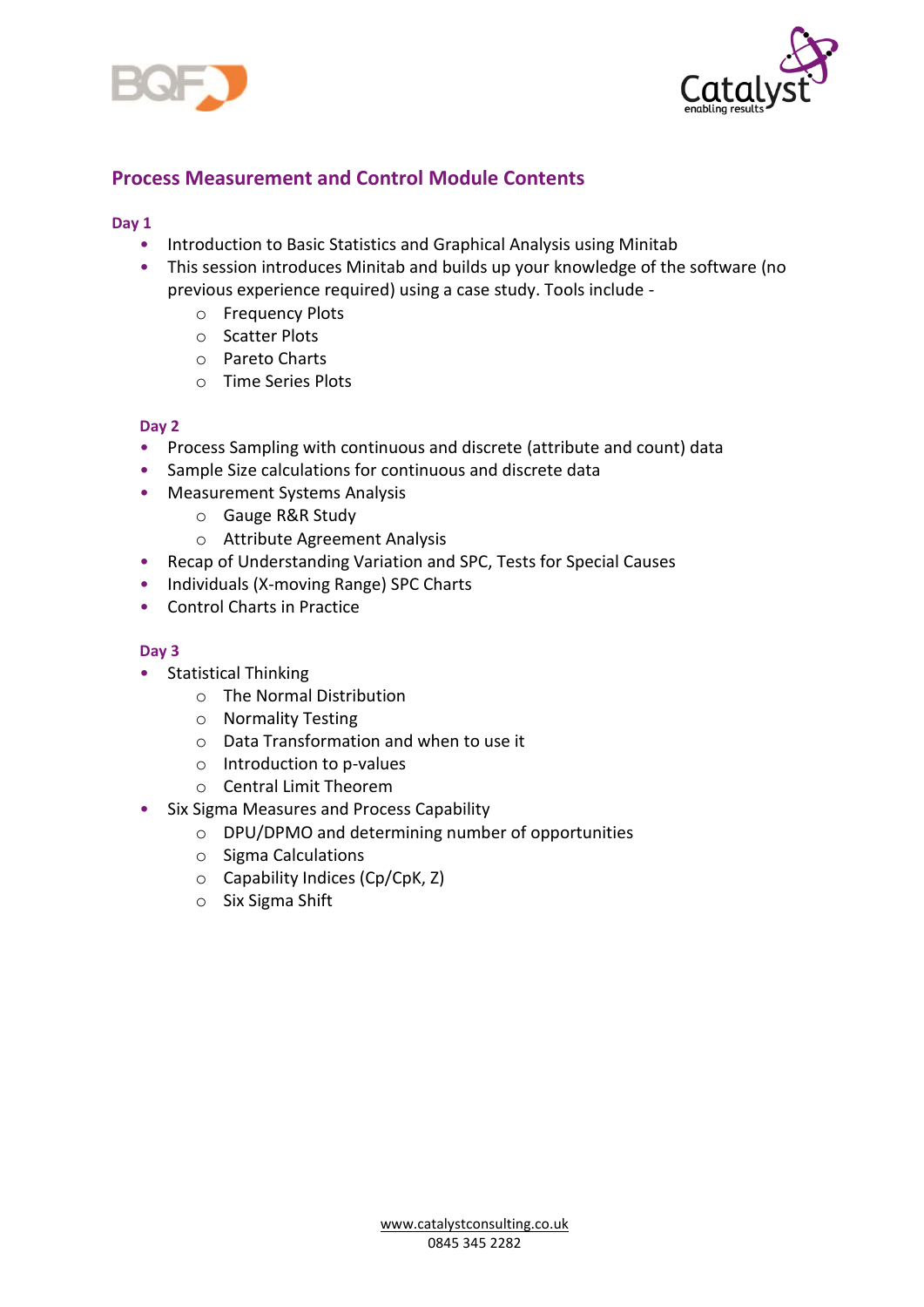## Process Measurement and Control Module Contents

### Day 1

- Introduction to Basic Statistics and Graphical Analysis using Minitab
- This session introduces Minitab and builds up your knowledge of the software (no previous experience required) using a case study. Tools include -
  - Frequency Plots
  - Scatter Plots
  - Pareto Charts
  - Time Series Plots

### Day 2

- Process Sampling with continuous and discrete (attribute and count) data
- Sample Size calculations for continuous and discrete data
- Measurement Systems Analysis
  - Gauge R&R Study
  - Attribute Agreement Analysis
- Recap of Understanding Variation and SPC, Tests for Special Causes
- Individuals (X-moving Range) SPC Charts
- Control Charts in Practice

### Day 3

- Statistical Thinking
  - The Normal Distribution
  - Normality Testing
  - Data Transformation and when to use it
  - Introduction to p-values
  - Central Limit Theorem
- Six Sigma Measures and Process Capability
  - DPU/DPMO and determining number of opportunities
  - Sigma Calculations
  - Capability Indices (Cp/CpK, Z)
  - Six Sigma Shift

www.catalystconsulting.co.uk
0845 345 2282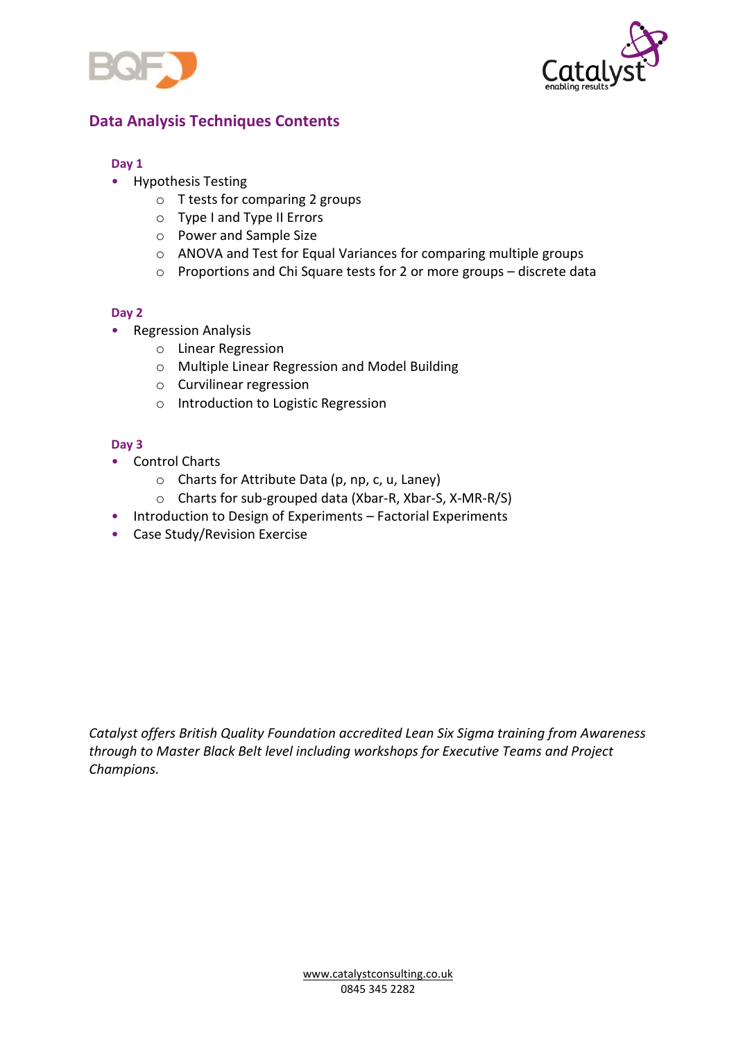## Data Analysis Techniques Contents

**Day 1**

- Hypothesis Testing
  - T tests for comparing 2 groups
  - Type I and Type II Errors
  - Power and Sample Size
  - ANOVA and Test for Equal Variances for comparing multiple groups
  - Proportions and Chi Square tests for 2 or more groups – discrete data

**Day 2**

- Regression Analysis
  - Linear Regression
  - Multiple Linear Regression and Model Building
  - Curvilinear regression
  - Introduction to Logistic Regression

**Day 3**

- Control Charts
  - Charts for Attribute Data (p, np, c, u, Laney)
  - Charts for sub-grouped data (Xbar-R, Xbar-S, X-MR-R/S)
- Introduction to Design of Experiments – Factorial Experiments
- Case Study/Revision Exercise

*Catalyst offers British Quality Foundation accredited Lean Six Sigma training from Awareness through to Master Black Belt level including workshops for Executive Teams and Project Champions.*

www.catalystconsulting.co.uk
0845 345 2282